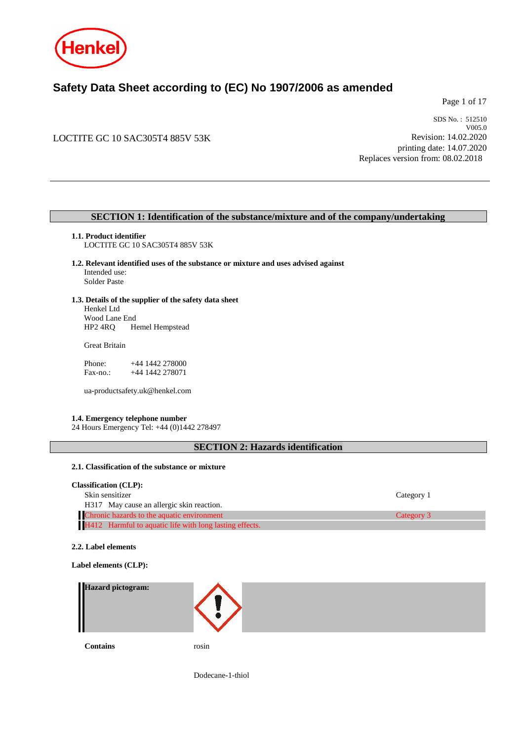# Safety Data Sheet according to (EC) No 1907/2006 as amended

LOCTITE GC 10 SAC305T4 885V 53K

SDS No. : 512510
V005.0
Revision: 14.02.2020
printing date: 14.07.2020
Replaces version from: 08.02.2018

## SECTION 1: Identification of the substance/mixture and of the company/undertaking

**1.1. Product identifier**
LOCTITE GC 10 SAC305T4 885V 53K

**1.2. Relevant identified uses of the substance or mixture and uses advised against**
Intended use:
Solder Paste

**1.3. Details of the supplier of the safety data sheet**
Henkel Ltd
Wood Lane End
HP2 4RQ Hemel Hempstead

Great Britain

Phone: +44 1442 278000
Fax-no.: +44 1442 278071

ua-productsafety.uk@henkel.com

**1.4. Emergency telephone number**
24 Hours Emergency Tel: +44 (0)1442 278497

## SECTION 2: Hazards identification

**2.1. Classification of the substance or mixture**

**Classification (CLP):**

| | |
|---|---|
| Skin sensitizer | Category 1 |
| H317 May cause an allergic skin reaction. | |
| Chronic hazards to the aquatic environment | Category 3 |
| H412 Harmful to aquatic life with long lasting effects. | |

**2.2. Label elements**

**Label elements (CLP):**

**Hazard pictogram:**

**Contains** rosin

Dodecane-1-thiol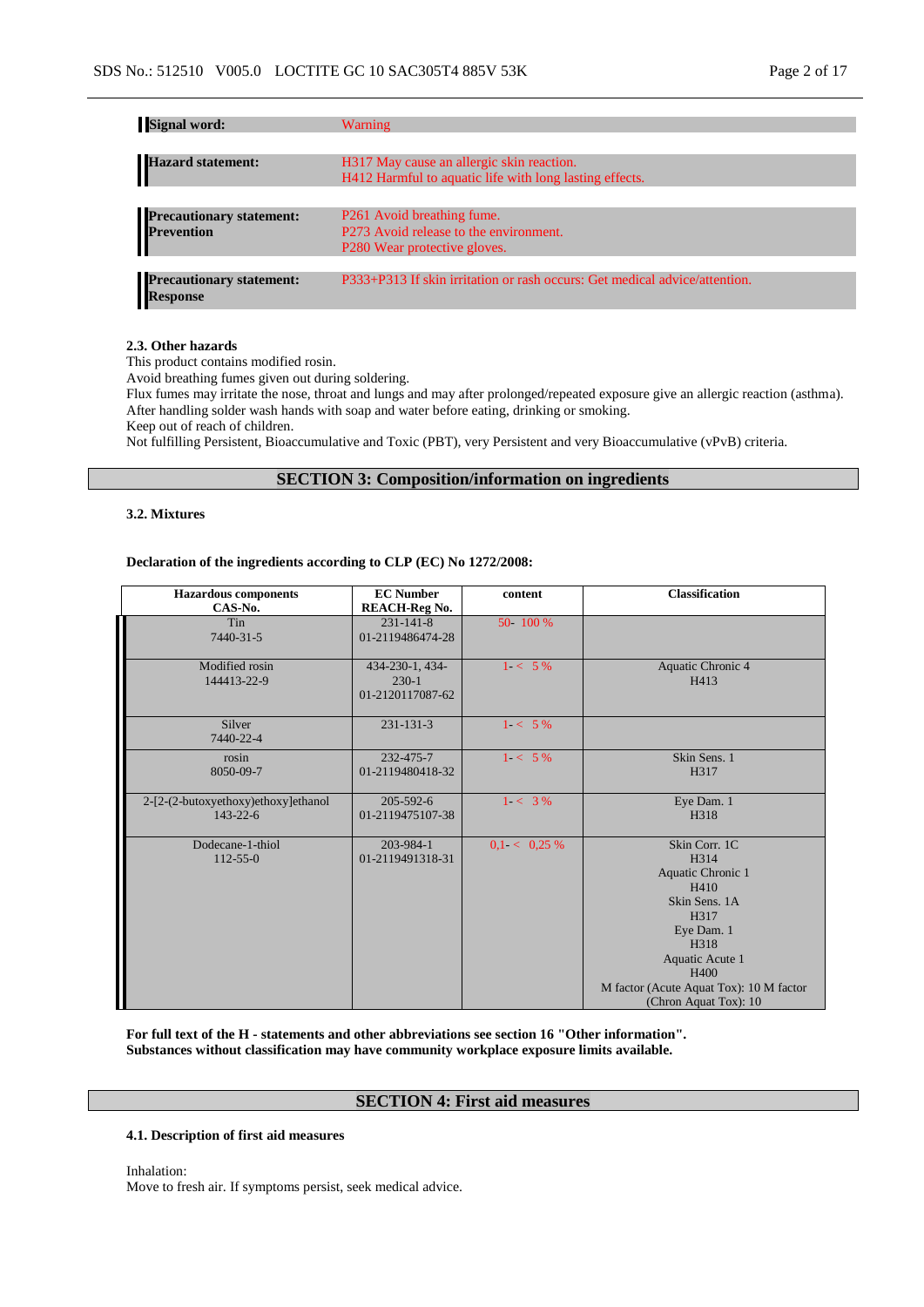| | |
|---|---|
| **Signal word:** | Warning |
| **Hazard statement:** | H317 May cause an allergic skin reaction.<br>H412 Harmful to aquatic life with long lasting effects. |
| **Precautionary statement: Prevention** | P261 Avoid breathing fume.<br>P273 Avoid release to the environment.<br>P280 Wear protective gloves. |
| **Precautionary statement: Response** | P333+P313 If skin irritation or rash occurs: Get medical advice/attention. |

### 2.3. Other hazards

This product contains modified rosin.
Avoid breathing fumes given out during soldering.
Flux fumes may irritate the nose, throat and lungs and may after prolonged/repeated exposure give an allergic reaction (asthma).
After handling solder wash hands with soap and water before eating, drinking or smoking.
Keep out of reach of children.
Not fulfilling Persistent, Bioaccumulative and Toxic (PBT), very Persistent and very Bioaccumulative (vPvB) criteria.

## SECTION 3: Composition/information on ingredients

### 3.2. Mixtures

**Declaration of the ingredients according to CLP (EC) No 1272/2008:**

| Hazardous components CAS-No. | EC Number REACH-Reg No. | content | Classification |
|---|---|---|---|
| Tin<br>7440-31-5 | 231-141-8<br>01-2119486474-28 | 50- 100 % | |
| Modified rosin<br>144413-22-9 | 434-230-1, 434-230-1<br>01-2120117087-62 | 1- < 5 % | Aquatic Chronic 4<br>H413 |
| Silver<br>7440-22-4 | 231-131-3 | 1- < 5 % | |
| rosin<br>8050-09-7 | 232-475-7<br>01-2119480418-32 | 1- < 5 % | Skin Sens. 1<br>H317 |
| 2-[2-(2-butoxyethoxy)ethoxy]ethanol<br>143-22-6 | 205-592-6<br>01-2119475107-38 | 1- < 3 % | Eye Dam. 1<br>H318 |
| Dodecane-1-thiol<br>112-55-0 | 203-984-1<br>01-2119491318-31 | 0,1- < 0,25 % | Skin Corr. 1C<br>H314<br>Aquatic Chronic 1<br>H410<br>Skin Sens. 1A<br>H317<br>Eye Dam. 1<br>H318<br>Aquatic Acute 1<br>H400<br>M factor (Acute Aquat Tox): 10 M factor (Chron Aquat Tox): 10 |

**For full text of the H - statements and other abbreviations see section 16 "Other information".**
**Substances without classification may have community workplace exposure limits available.**

## SECTION 4: First aid measures

### 4.1. Description of first aid measures

Inhalation:
Move to fresh air. If symptoms persist, seek medical advice.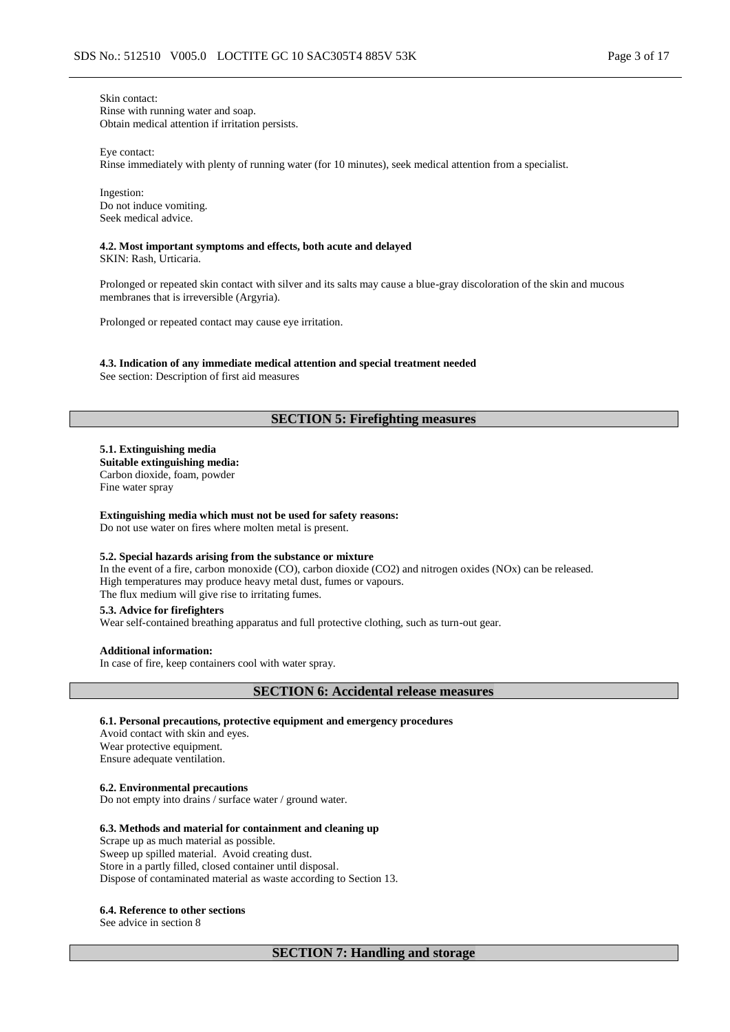Skin contact:
Rinse with running water and soap.
Obtain medical attention if irritation persists.

Eye contact:
Rinse immediately with plenty of running water (for 10 minutes), seek medical attention from a specialist.

Ingestion:
Do not induce vomiting.
Seek medical advice.

**4.2. Most important symptoms and effects, both acute and delayed**
SKIN: Rash, Urticaria.

Prolonged or repeated skin contact with silver and its salts may cause a blue-gray discoloration of the skin and mucous membranes that is irreversible (Argyria).

Prolonged or repeated contact may cause eye irritation.

**4.3. Indication of any immediate medical attention and special treatment needed**
See section: Description of first aid measures

## SECTION 5: Firefighting measures

**5.1. Extinguishing media**
**Suitable extinguishing media:**
Carbon dioxide, foam, powder
Fine water spray

**Extinguishing media which must not be used for safety reasons:**
Do not use water on fires where molten metal is present.

**5.2. Special hazards arising from the substance or mixture**
In the event of a fire, carbon monoxide (CO), carbon dioxide ($CO_2$) and nitrogen oxides (NOx) can be released.
High temperatures may produce heavy metal dust, fumes or vapours.
The flux medium will give rise to irritating fumes.

**5.3. Advice for firefighters**
Wear self-contained breathing apparatus and full protective clothing, such as turn-out gear.

**Additional information:**
In case of fire, keep containers cool with water spray.

## SECTION 6: Accidental release measures

**6.1. Personal precautions, protective equipment and emergency procedures**
Avoid contact with skin and eyes.
Wear protective equipment.
Ensure adequate ventilation.

**6.2. Environmental precautions**
Do not empty into drains / surface water / ground water.

**6.3. Methods and material for containment and cleaning up**
Scrape up as much material as possible.
Sweep up spilled material. Avoid creating dust.
Store in a partly filled, closed container until disposal.
Dispose of contaminated material as waste according to Section 13.

**6.4. Reference to other sections**
See advice in section 8

## SECTION 7: Handling and storage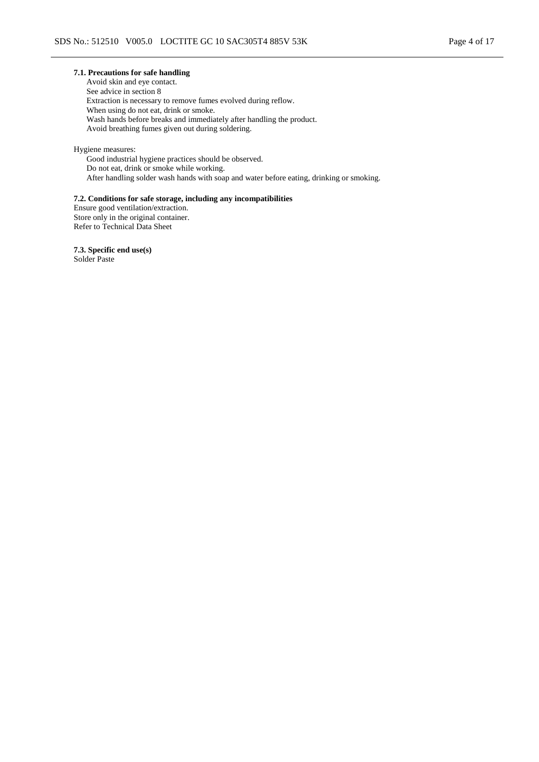**7.1. Precautions for safe handling**

Avoid skin and eye contact.
See advice in section 8
Extraction is necessary to remove fumes evolved during reflow.
When using do not eat, drink or smoke.
Wash hands before breaks and immediately after handling the product.
Avoid breathing fumes given out during soldering.

Hygiene measures:

Good industrial hygiene practices should be observed.
Do not eat, drink or smoke while working.
After handling solder wash hands with soap and water before eating, drinking or smoking.

**7.2. Conditions for safe storage, including any incompatibilities**

Ensure good ventilation/extraction.
Store only in the original container.
Refer to Technical Data Sheet

**7.3. Specific end use(s)**

Solder Paste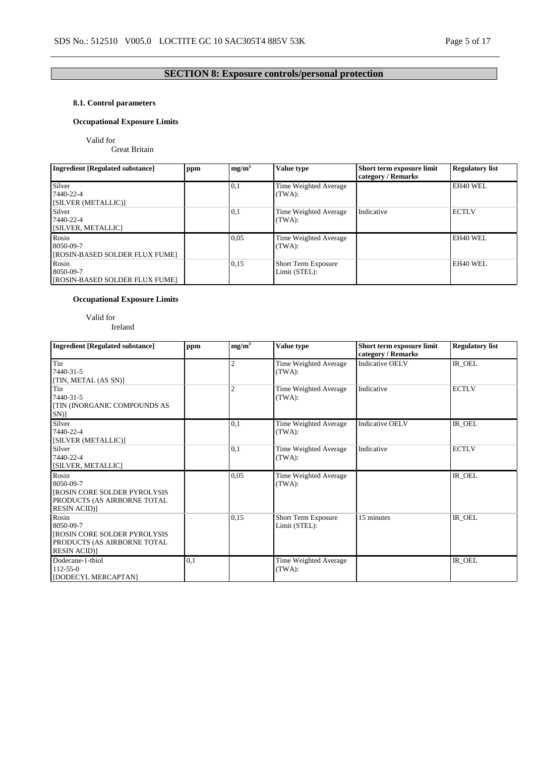## SECTION 8: Exposure controls/personal protection

### 8.1. Control parameters

**Occupational Exposure Limits**

Valid for
Great Britain

| Ingredient [Regulated substance] | ppm | mg/m³ | Value type | Short term exposure limit category / Remarks | Regulatory list |
|---|---|---|---|---|---|
| Silver<br>7440-22-4<br>[SILVER (METALLIC)] | | 0,1 | Time Weighted Average (TWA): | | EH40 WEL |
| Silver<br>7440-22-4<br>[SILVER, METALLIC] | | 0,1 | Time Weighted Average (TWA): | Indicative | ECTLV |
| Rosin<br>8050-09-7<br>[ROSIN-BASED SOLDER FLUX FUME] | | 0,05 | Time Weighted Average (TWA): | | EH40 WEL |
| Rosin<br>8050-09-7<br>[ROSIN-BASED SOLDER FLUX FUME] | | 0,15 | Short Term Exposure Limit (STEL): | | EH40 WEL |

**Occupational Exposure Limits**

Valid for
Ireland

| Ingredient [Regulated substance] | ppm | mg/m³ | Value type | Short term exposure limit category / Remarks | Regulatory list |
|---|---|---|---|---|---|
| Tin<br>7440-31-5<br>[TIN, METAL (AS SN)] | | 2 | Time Weighted Average (TWA): | Indicative OELV | IR_OEL |
| Tin<br>7440-31-5<br>[TIN (INORGANIC COMPOUNDS AS SN)] | | 2 | Time Weighted Average (TWA): | Indicative | ECTLV |
| Silver<br>7440-22-4<br>[SILVER (METALLIC)] | | 0,1 | Time Weighted Average (TWA): | Indicative OELV | IR_OEL |
| Silver<br>7440-22-4<br>[SILVER, METALLIC] | | 0,1 | Time Weighted Average (TWA): | Indicative | ECTLV |
| Rosin<br>8050-09-7<br>[ROSIN CORE SOLDER PYROLYSIS PRODUCTS (AS AIRBORNE TOTAL RESIN ACID)] | | 0,05 | Time Weighted Average (TWA): | | IR_OEL |
| Rosin<br>8050-09-7<br>[ROSIN CORE SOLDER PYROLYSIS PRODUCTS (AS AIRBORNE TOTAL RESIN ACID)] | | 0,15 | Short Term Exposure Limit (STEL): | 15 minutes | IR_OEL |
| Dodecane-1-thiol<br>112-55-0<br>[DODECYL MERCAPTAN] | 0,1 | | Time Weighted Average (TWA): | | IR_OEL |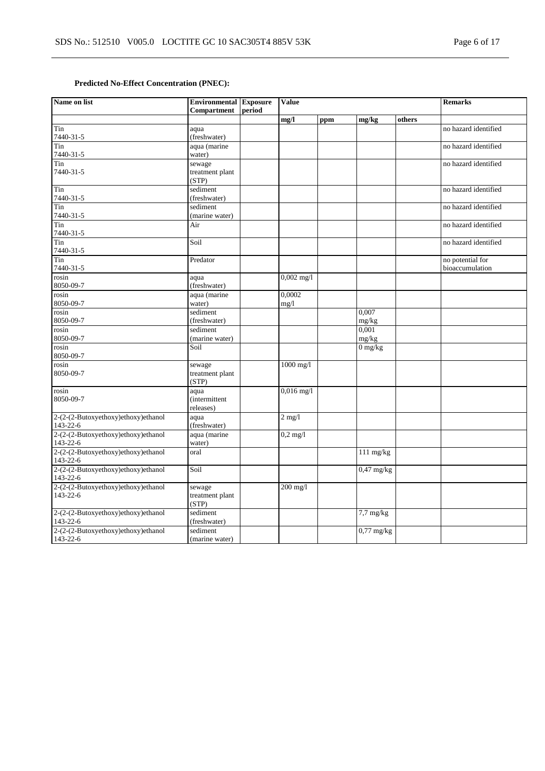**Predicted No-Effect Concentration (PNEC):**

| Name on list | Environmental Compartment | Exposure period | Value | | | | Remarks |
|---|---|---|---|---|---|---|---|
| | | | mg/l | ppm | mg/kg | others | |
| Tin<br>7440-31-5 | aqua (freshwater) | | | | | | no hazard identified |
| Tin<br>7440-31-5 | aqua (marine water) | | | | | | no hazard identified |
| Tin<br>7440-31-5 | sewage treatment plant (STP) | | | | | | no hazard identified |
| Tin<br>7440-31-5 | sediment (freshwater) | | | | | | no hazard identified |
| Tin<br>7440-31-5 | sediment (marine water) | | | | | | no hazard identified |
| Tin<br>7440-31-5 | Air | | | | | | no hazard identified |
| Tin<br>7440-31-5 | Soil | | | | | | no hazard identified |
| Tin<br>7440-31-5 | Predator | | | | | | no potential for bioaccumulation |
| rosin<br>8050-09-7 | aqua (freshwater) | | 0,002 mg/l | | | | |
| rosin<br>8050-09-7 | aqua (marine water) | | 0,0002 mg/l | | | | |
| rosin<br>8050-09-7 | sediment (freshwater) | | | | 0,007 mg/kg | | |
| rosin<br>8050-09-7 | sediment (marine water) | | | | 0,001 mg/kg | | |
| rosin<br>8050-09-7 | Soil | | | | 0 mg/kg | | |
| rosin<br>8050-09-7 | sewage treatment plant (STP) | | 1000 mg/l | | | | |
| rosin<br>8050-09-7 | aqua (intermittent releases) | | 0,016 mg/l | | | | |
| 2-(2-(2-Butoxyethoxy)ethoxy)ethanol<br>143-22-6 | aqua (freshwater) | | 2 mg/l | | | | |
| 2-(2-(2-Butoxyethoxy)ethoxy)ethanol<br>143-22-6 | aqua (marine water) | | 0,2 mg/l | | | | |
| 2-(2-(2-Butoxyethoxy)ethoxy)ethanol<br>143-22-6 | oral | | | | 111 mg/kg | | |
| 2-(2-(2-Butoxyethoxy)ethoxy)ethanol<br>143-22-6 | Soil | | | | 0,47 mg/kg | | |
| 2-(2-(2-Butoxyethoxy)ethoxy)ethanol<br>143-22-6 | sewage treatment plant (STP) | | 200 mg/l | | | | |
| 2-(2-(2-Butoxyethoxy)ethoxy)ethanol<br>143-22-6 | sediment (freshwater) | | | | 7,7 mg/kg | | |
| 2-(2-(2-Butoxyethoxy)ethoxy)ethanol<br>143-22-6 | sediment (marine water) | | | | 0,77 mg/kg | | |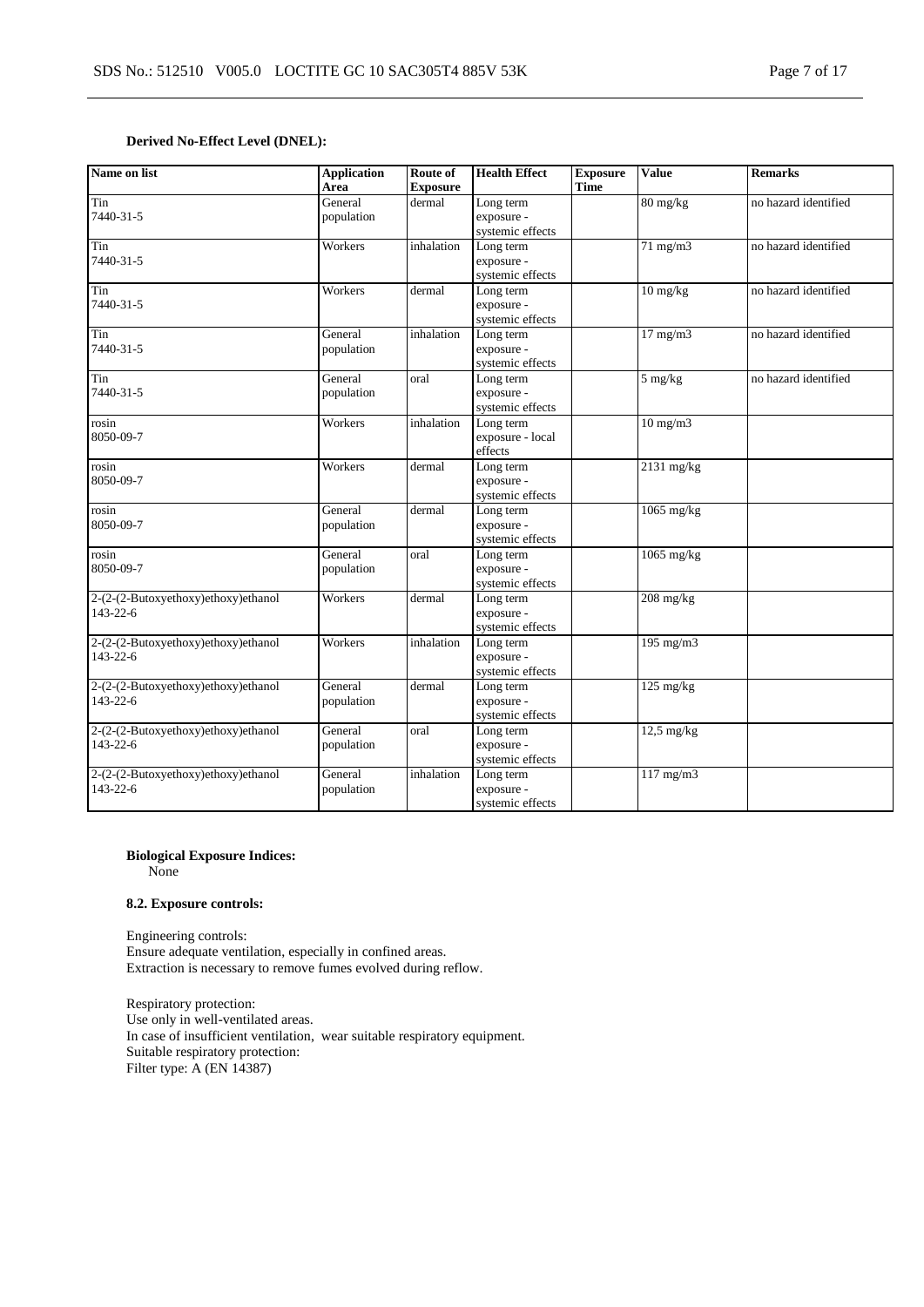**Derived No-Effect Level (DNEL):**

| Name on list | Application Area | Route of Exposure | Health Effect | Exposure Time | Value | Remarks |
|---|---|---|---|---|---|---|
| Tin<br>7440-31-5 | General population | dermal | Long term exposure - systemic effects | | 80 mg/kg | no hazard identified |
| Tin<br>7440-31-5 | Workers | inhalation | Long term exposure - systemic effects | | 71 mg/m3 | no hazard identified |
| Tin<br>7440-31-5 | Workers | dermal | Long term exposure - systemic effects | | 10 mg/kg | no hazard identified |
| Tin<br>7440-31-5 | General population | inhalation | Long term exposure - systemic effects | | 17 mg/m3 | no hazard identified |
| Tin<br>7440-31-5 | General population | oral | Long term exposure - systemic effects | | 5 mg/kg | no hazard identified |
| rosin<br>8050-09-7 | Workers | inhalation | Long term exposure - local effects | | 10 mg/m3 | |
| rosin<br>8050-09-7 | Workers | dermal | Long term exposure - systemic effects | | 2131 mg/kg | |
| rosin<br>8050-09-7 | General population | dermal | Long term exposure - systemic effects | | 1065 mg/kg | |
| rosin<br>8050-09-7 | General population | oral | Long term exposure - systemic effects | | 1065 mg/kg | |
| 2-(2-(2-Butoxyethoxy)ethoxy)ethanol<br>143-22-6 | Workers | dermal | Long term exposure - systemic effects | | 208 mg/kg | |
| 2-(2-(2-Butoxyethoxy)ethoxy)ethanol<br>143-22-6 | Workers | inhalation | Long term exposure - systemic effects | | 195 mg/m3 | |
| 2-(2-(2-Butoxyethoxy)ethoxy)ethanol<br>143-22-6 | General population | dermal | Long term exposure - systemic effects | | 125 mg/kg | |
| 2-(2-(2-Butoxyethoxy)ethoxy)ethanol<br>143-22-6 | General population | oral | Long term exposure - systemic effects | | 12,5 mg/kg | |
| 2-(2-(2-Butoxyethoxy)ethoxy)ethanol<br>143-22-6 | General population | inhalation | Long term exposure - systemic effects | | 117 mg/m3 | |

**Biological Exposure Indices:**
None

**8.2. Exposure controls:**

Engineering controls:
Ensure adequate ventilation, especially in confined areas.
Extraction is necessary to remove fumes evolved during reflow.

Respiratory protection:
Use only in well-ventilated areas.
In case of insufficient ventilation, wear suitable respiratory equipment.
Suitable respiratory protection:
Filter type: A (EN 14387)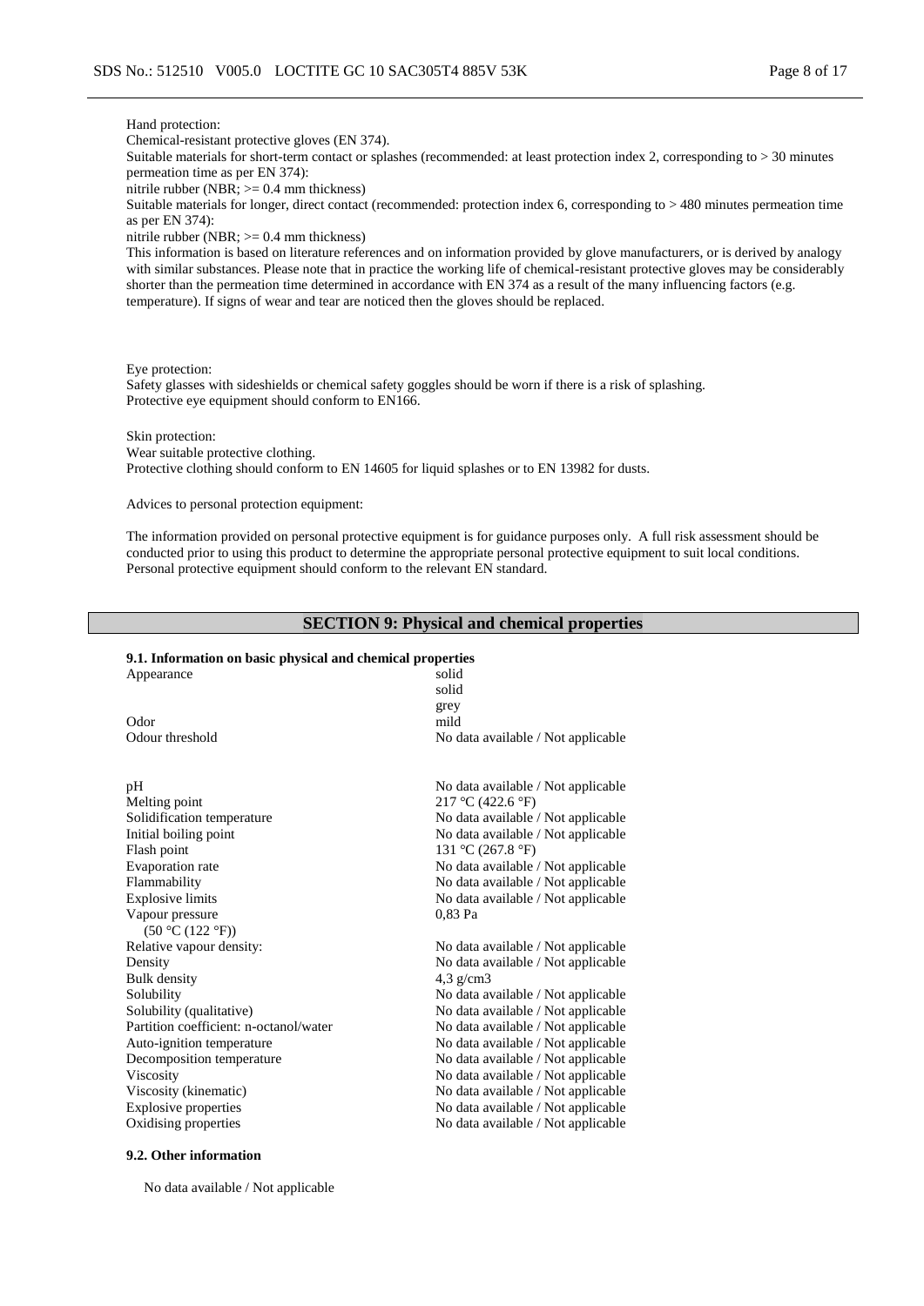Hand protection:
Chemical-resistant protective gloves (EN 374).
Suitable materials for short-term contact or splashes (recommended: at least protection index 2, corresponding to > 30 minutes permeation time as per EN 374):
nitrile rubber (NBR; >= 0.4 mm thickness)
Suitable materials for longer, direct contact (recommended: protection index 6, corresponding to > 480 minutes permeation time as per EN 374):
nitrile rubber (NBR; >= 0.4 mm thickness)
This information is based on literature references and on information provided by glove manufacturers, or is derived by analogy with similar substances. Please note that in practice the working life of chemical-resistant protective gloves may be considerably shorter than the permeation time determined in accordance with EN 374 as a result of the many influencing factors (e.g. temperature). If signs of wear and tear are noticed then the gloves should be replaced.

Eye protection:
Safety glasses with sideshields or chemical safety goggles should be worn if there is a risk of splashing.
Protective eye equipment should conform to EN166.

Skin protection:
Wear suitable protective clothing.
Protective clothing should conform to EN 14605 for liquid splashes or to EN 13982 for dusts.

Advices to personal protection equipment:

The information provided on personal protective equipment is for guidance purposes only. A full risk assessment should be conducted prior to using this product to determine the appropriate personal protective equipment to suit local conditions. Personal protective equipment should conform to the relevant EN standard.

## SECTION 9: Physical and chemical properties

### 9.1. Information on basic physical and chemical properties

| | |
|---|---|
| Appearance | solid<br>solid<br>grey |
| Odor | mild |
| Odour threshold | No data available / Not applicable |
| pH | No data available / Not applicable |
| Melting point | 217 °C (422.6 °F) |
| Solidification temperature | No data available / Not applicable |
| Initial boiling point | No data available / Not applicable |
| Flash point | 131 °C (267.8 °F) |
| Evaporation rate | No data available / Not applicable |
| Flammability | No data available / Not applicable |
| Explosive limits | No data available / Not applicable |
| Vapour pressure (50 °C (122 °F)) | 0,83 Pa |
| Relative vapour density: | No data available / Not applicable |
| Density | No data available / Not applicable |
| Bulk density | 4,3 g/cm3 |
| Solubility | No data available / Not applicable |
| Solubility (qualitative) | No data available / Not applicable |
| Partition coefficient: n-octanol/water | No data available / Not applicable |
| Auto-ignition temperature | No data available / Not applicable |
| Decomposition temperature | No data available / Not applicable |
| Viscosity | No data available / Not applicable |
| Viscosity (kinematic) | No data available / Not applicable |
| Explosive properties | No data available / Not applicable |
| Oxidising properties | No data available / Not applicable |

### 9.2. Other information

No data available / Not applicable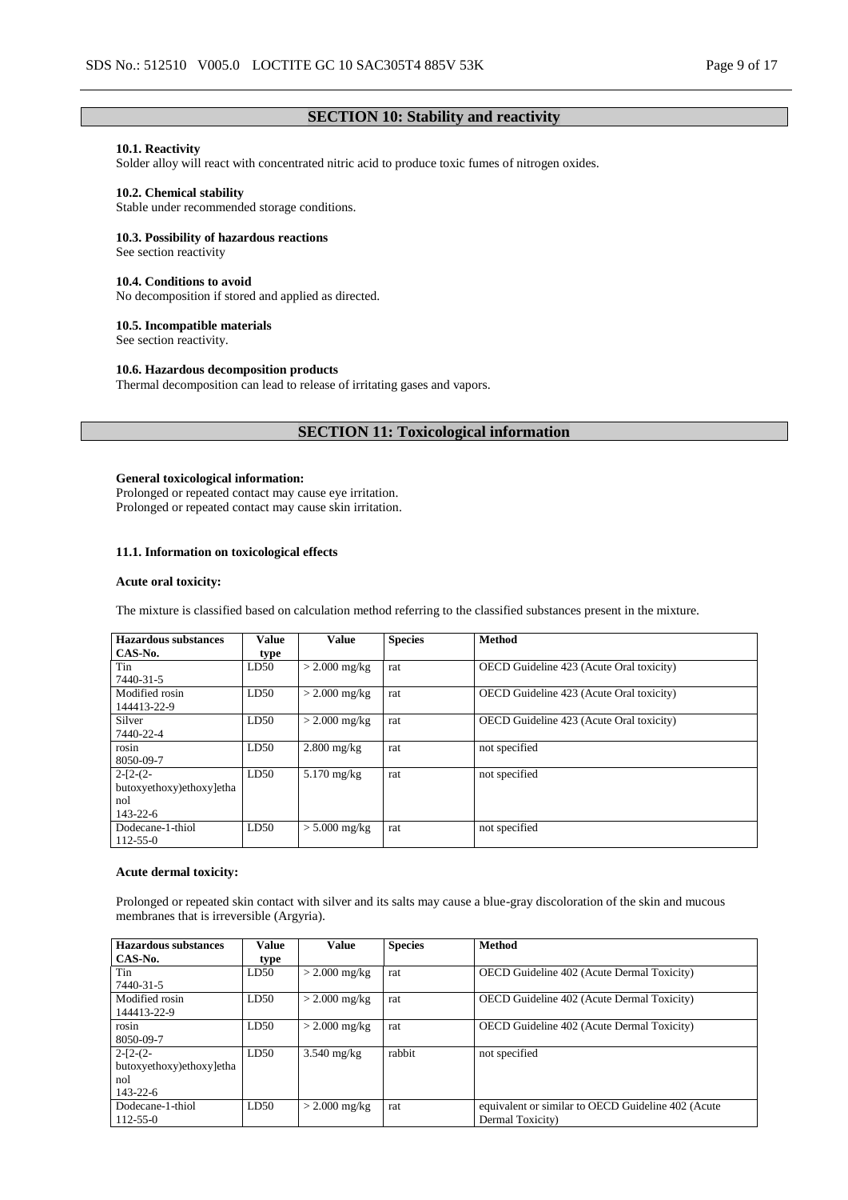## SECTION 10: Stability and reactivity

**10.1. Reactivity**
Solder alloy will react with concentrated nitric acid to produce toxic fumes of nitrogen oxides.

**10.2. Chemical stability**
Stable under recommended storage conditions.

**10.3. Possibility of hazardous reactions**
See section reactivity

**10.4. Conditions to avoid**
No decomposition if stored and applied as directed.

**10.5. Incompatible materials**
See section reactivity.

**10.6. Hazardous decomposition products**
Thermal decomposition can lead to release of irritating gases and vapors.

## SECTION 11: Toxicological information

**General toxicological information:**
Prolonged or repeated contact may cause eye irritation.
Prolonged or repeated contact may cause skin irritation.

**11.1. Information on toxicological effects**

**Acute oral toxicity:**

The mixture is classified based on calculation method referring to the classified substances present in the mixture.

| Hazardous substances CAS-No. | Value type | Value | Species | Method |
|---|---|---|---|---|
| Tin 7440-31-5 | LD50 | > 2.000 mg/kg | rat | OECD Guideline 423 (Acute Oral toxicity) |
| Modified rosin 144413-22-9 | LD50 | > 2.000 mg/kg | rat | OECD Guideline 423 (Acute Oral toxicity) |
| Silver 7440-22-4 | LD50 | > 2.000 mg/kg | rat | OECD Guideline 423 (Acute Oral toxicity) |
| rosin 8050-09-7 | LD50 | 2.800 mg/kg | rat | not specified |
| 2-[2-(2-butoxyethoxy)ethoxy]ethanol 143-22-6 | LD50 | 5.170 mg/kg | rat | not specified |
| Dodecane-1-thiol 112-55-0 | LD50 | > 5.000 mg/kg | rat | not specified |

**Acute dermal toxicity:**

Prolonged or repeated skin contact with silver and its salts may cause a blue-gray discoloration of the skin and mucous membranes that is irreversible (Argyria).

| Hazardous substances CAS-No. | Value type | Value | Species | Method |
|---|---|---|---|---|
| Tin 7440-31-5 | LD50 | > 2.000 mg/kg | rat | OECD Guideline 402 (Acute Dermal Toxicity) |
| Modified rosin 144413-22-9 | LD50 | > 2.000 mg/kg | rat | OECD Guideline 402 (Acute Dermal Toxicity) |
| rosin 8050-09-7 | LD50 | > 2.000 mg/kg | rat | OECD Guideline 402 (Acute Dermal Toxicity) |
| 2-[2-(2-butoxyethoxy)ethoxy]ethanol 143-22-6 | LD50 | 3.540 mg/kg | rabbit | not specified |
| Dodecane-1-thiol 112-55-0 | LD50 | > 2.000 mg/kg | rat | equivalent or similar to OECD Guideline 402 (Acute Dermal Toxicity) |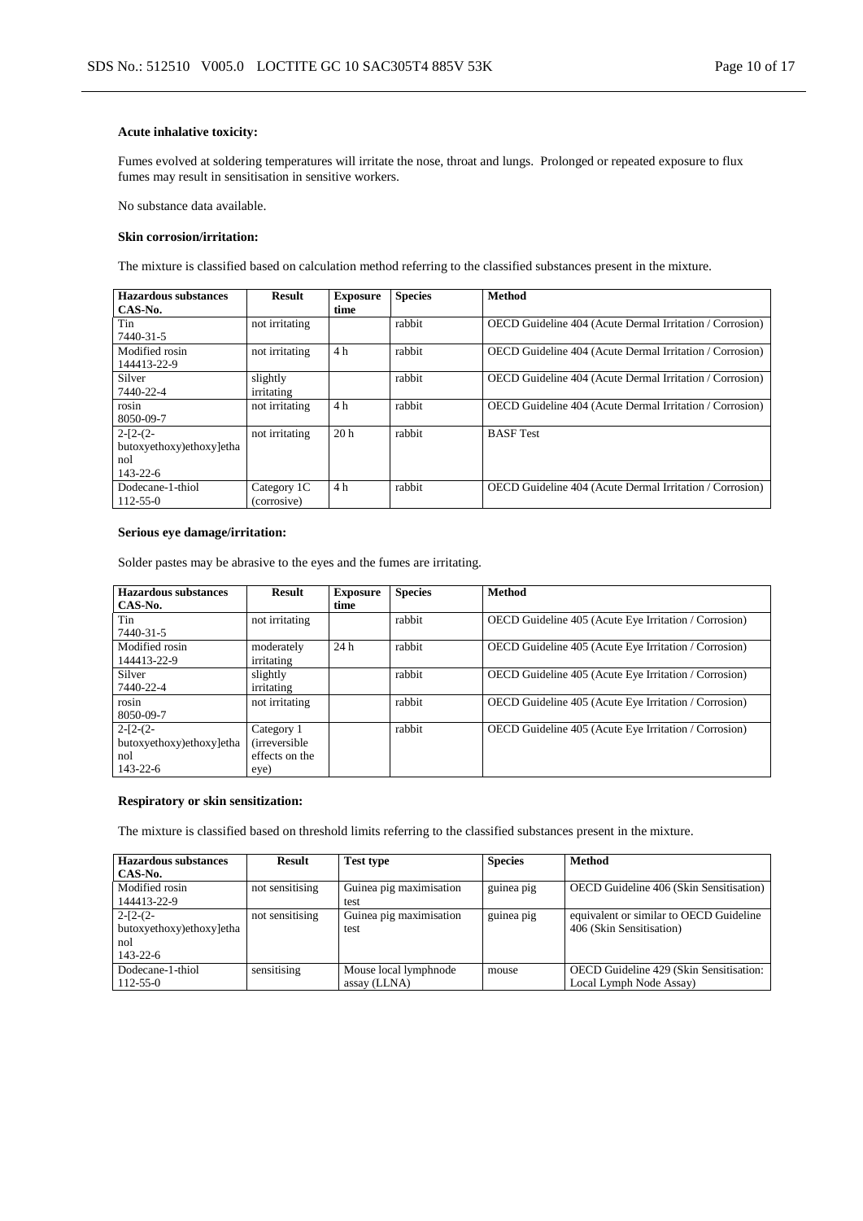#### Acute inhalative toxicity:

Fumes evolved at soldering temperatures will irritate the nose, throat and lungs. Prolonged or repeated exposure to flux fumes may result in sensitisation in sensitive workers.

No substance data available.

#### Skin corrosion/irritation:

The mixture is classified based on calculation method referring to the classified substances present in the mixture.

| Hazardous substances CAS-No. | Result | Exposure time | Species | Method |
|---|---|---|---|---|
| Tin 7440-31-5 | not irritating | | rabbit | OECD Guideline 404 (Acute Dermal Irritation / Corrosion) |
| Modified rosin 144413-22-9 | not irritating | 4 h | rabbit | OECD Guideline 404 (Acute Dermal Irritation / Corrosion) |
| Silver 7440-22-4 | slightly irritating | | rabbit | OECD Guideline 404 (Acute Dermal Irritation / Corrosion) |
| rosin 8050-09-7 | not irritating | 4 h | rabbit | OECD Guideline 404 (Acute Dermal Irritation / Corrosion) |
| 2-[2-(2-butoxyethoxy)ethoxy]ethanol 143-22-6 | not irritating | 20 h | rabbit | BASF Test |
| Dodecane-1-thiol 112-55-0 | Category 1C (corrosive) | 4 h | rabbit | OECD Guideline 404 (Acute Dermal Irritation / Corrosion) |

#### Serious eye damage/irritation:

Solder pastes may be abrasive to the eyes and the fumes are irritating.

| Hazardous substances CAS-No. | Result | Exposure time | Species | Method |
|---|---|---|---|---|
| Tin 7440-31-5 | not irritating | | rabbit | OECD Guideline 405 (Acute Eye Irritation / Corrosion) |
| Modified rosin 144413-22-9 | moderately irritating | 24 h | rabbit | OECD Guideline 405 (Acute Eye Irritation / Corrosion) |
| Silver 7440-22-4 | slightly irritating | | rabbit | OECD Guideline 405 (Acute Eye Irritation / Corrosion) |
| rosin 8050-09-7 | not irritating | | rabbit | OECD Guideline 405 (Acute Eye Irritation / Corrosion) |
| 2-[2-(2-butoxyethoxy)ethoxy]ethanol 143-22-6 | Category 1 (irreversible effects on the eye) | | rabbit | OECD Guideline 405 (Acute Eye Irritation / Corrosion) |

#### Respiratory or skin sensitization:

The mixture is classified based on threshold limits referring to the classified substances present in the mixture.

| Hazardous substances CAS-No. | Result | Test type | Species | Method |
|---|---|---|---|---|
| Modified rosin 144413-22-9 | not sensitising | Guinea pig maximisation test | guinea pig | OECD Guideline 406 (Skin Sensitisation) |
| 2-[2-(2-butoxyethoxy)ethoxy]ethanol 143-22-6 | not sensitising | Guinea pig maximisation test | guinea pig | equivalent or similar to OECD Guideline 406 (Skin Sensitisation) |
| Dodecane-1-thiol 112-55-0 | sensitising | Mouse local lymphnode assay (LLNA) | mouse | OECD Guideline 429 (Skin Sensitisation: Local Lymph Node Assay) |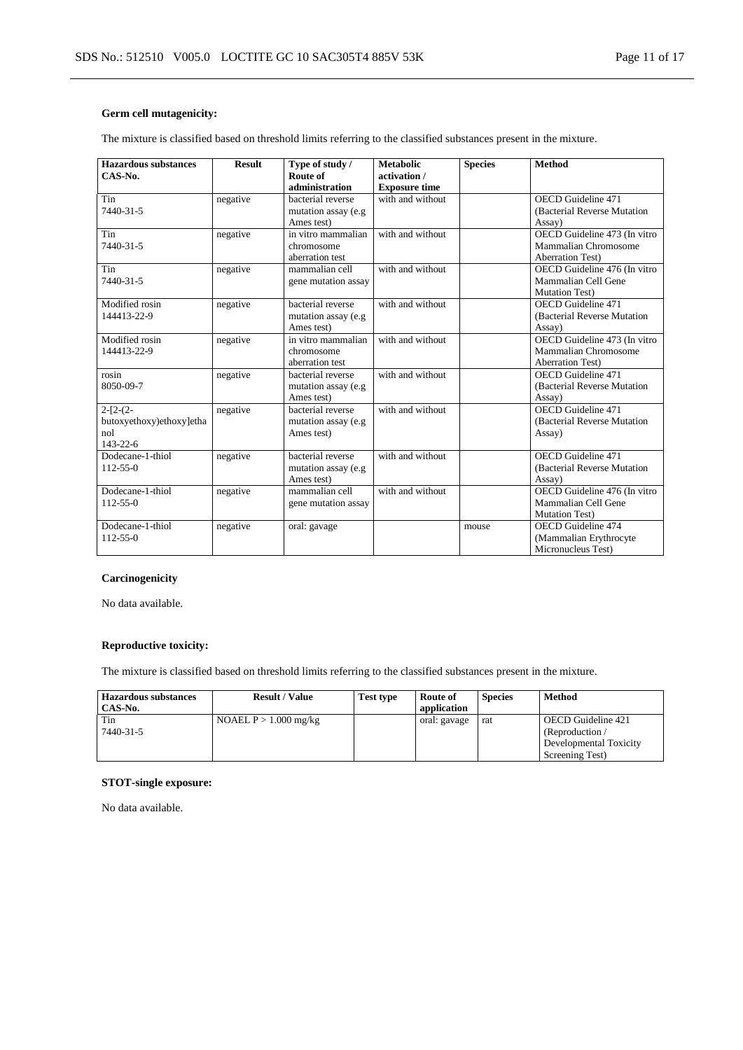**Germ cell mutagenicity:**

The mixture is classified based on threshold limits referring to the classified substances present in the mixture.

| Hazardous substances CAS-No. | Result | Type of study / Route of administration | Metabolic activation / Exposure time | Species | Method |
|---|---|---|---|---|---|
| Tin 7440-31-5 | negative | bacterial reverse mutation assay (e.g Ames test) | with and without | | OECD Guideline 471 (Bacterial Reverse Mutation Assay) |
| Tin 7440-31-5 | negative | in vitro mammalian chromosome aberration test | with and without | | OECD Guideline 473 (In vitro Mammalian Chromosome Aberration Test) |
| Tin 7440-31-5 | negative | mammalian cell gene mutation assay | with and without | | OECD Guideline 476 (In vitro Mammalian Cell Gene Mutation Test) |
| Modified rosin 144413-22-9 | negative | bacterial reverse mutation assay (e.g Ames test) | with and without | | OECD Guideline 471 (Bacterial Reverse Mutation Assay) |
| Modified rosin 144413-22-9 | negative | in vitro mammalian chromosome aberration test | with and without | | OECD Guideline 473 (In vitro Mammalian Chromosome Aberration Test) |
| rosin 8050-09-7 | negative | bacterial reverse mutation assay (e.g Ames test) | with and without | | OECD Guideline 471 (Bacterial Reverse Mutation Assay) |
| 2-[2-(2-butoxyethoxy)ethoxy]ethanol 143-22-6 | negative | bacterial reverse mutation assay (e.g Ames test) | with and without | | OECD Guideline 471 (Bacterial Reverse Mutation Assay) |
| Dodecane-1-thiol 112-55-0 | negative | bacterial reverse mutation assay (e.g Ames test) | with and without | | OECD Guideline 471 (Bacterial Reverse Mutation Assay) |
| Dodecane-1-thiol 112-55-0 | negative | mammalian cell gene mutation assay | with and without | | OECD Guideline 476 (In vitro Mammalian Cell Gene Mutation Test) |
| Dodecane-1-thiol 112-55-0 | negative | oral: gavage | | mouse | OECD Guideline 474 (Mammalian Erythrocyte Micronucleus Test) |

**Carcinogenicity**

No data available.

**Reproductive toxicity:**

The mixture is classified based on threshold limits referring to the classified substances present in the mixture.

| Hazardous substances CAS-No. | Result / Value | Test type | Route of application | Species | Method |
|---|---|---|---|---|---|
| Tin 7440-31-5 | NOAEL P > 1.000 mg/kg | | oral: gavage | rat | OECD Guideline 421 (Reproduction / Developmental Toxicity Screening Test) |

**STOT-single exposure:**

No data available.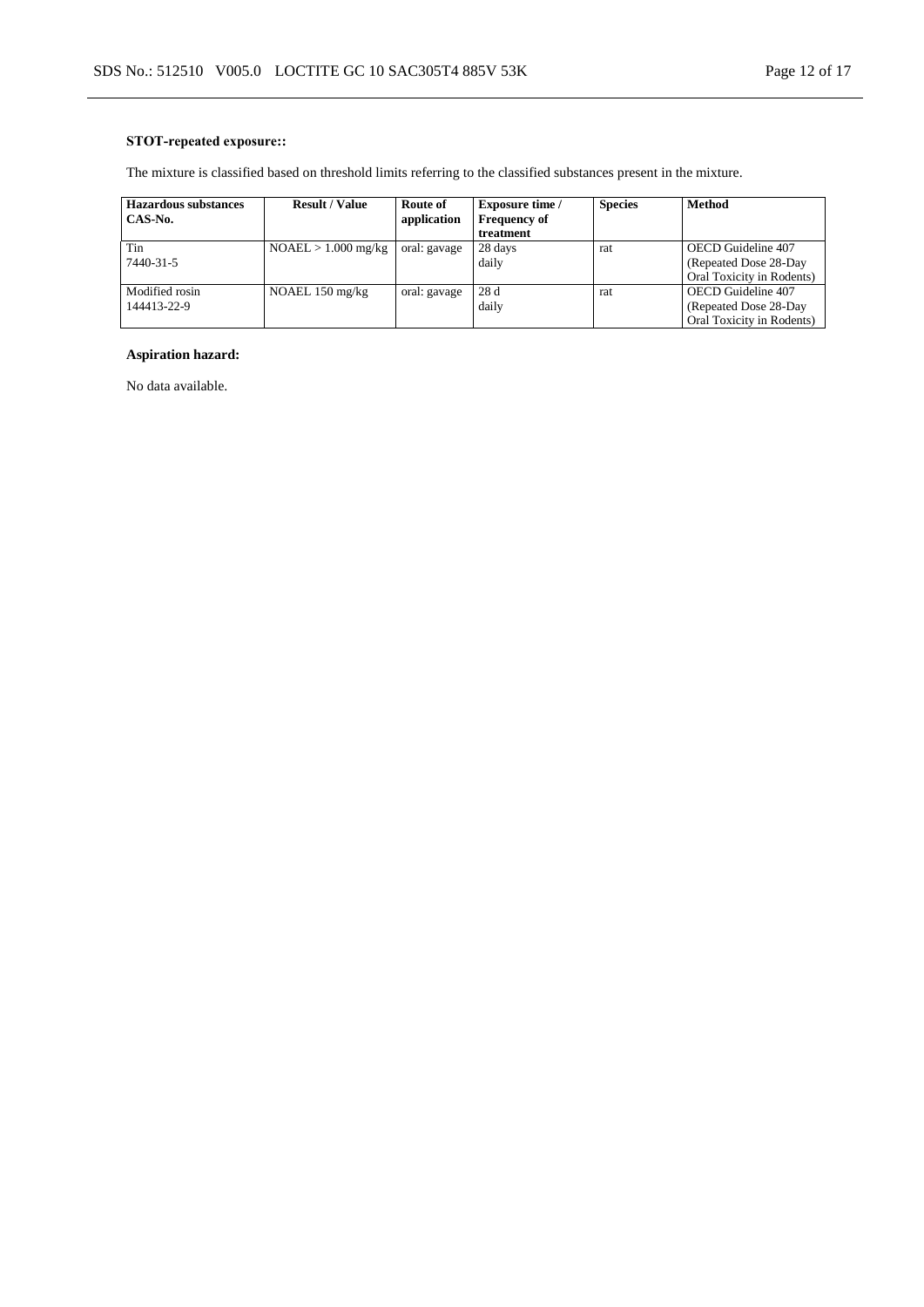**STOT-repeated exposure::**

The mixture is classified based on threshold limits referring to the classified substances present in the mixture.

| Hazardous substances CAS-No. | Result / Value | Route of application | Exposure time / Frequency of treatment | Species | Method |
|---|---|---|---|---|---|
| Tin 7440-31-5 | NOAEL > 1.000 mg/kg | oral: gavage | 28 days daily | rat | OECD Guideline 407 (Repeated Dose 28-Day Oral Toxicity in Rodents) |
| Modified rosin 144413-22-9 | NOAEL 150 mg/kg | oral: gavage | 28 d daily | rat | OECD Guideline 407 (Repeated Dose 28-Day Oral Toxicity in Rodents) |

**Aspiration hazard:**

No data available.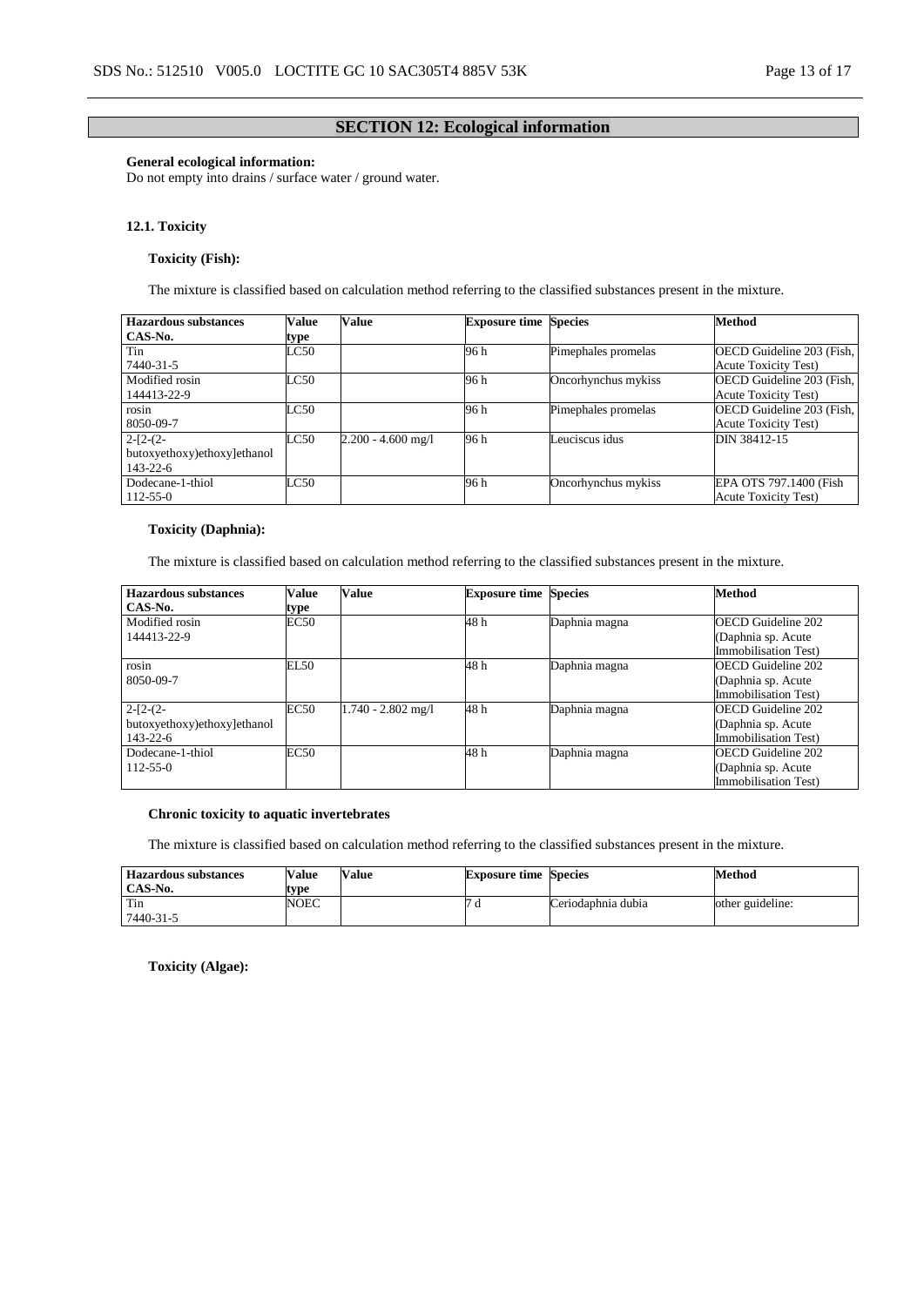## SECTION 12: Ecological information

**General ecological information:**
Do not empty into drains / surface water / ground water.

### 12.1. Toxicity

**Toxicity (Fish):**

The mixture is classified based on calculation method referring to the classified substances present in the mixture.

| Hazardous substances CAS-No. | Value type | Value | Exposure time | Species | Method |
|---|---|---|---|---|---|
| Tin 7440-31-5 | LC50 | | 96 h | Pimephales promelas | OECD Guideline 203 (Fish, Acute Toxicity Test) |
| Modified rosin 144413-22-9 | LC50 | | 96 h | Oncorhynchus mykiss | OECD Guideline 203 (Fish, Acute Toxicity Test) |
| rosin 8050-09-7 | LC50 | | 96 h | Pimephales promelas | OECD Guideline 203 (Fish, Acute Toxicity Test) |
| 2-[2-(2-butoxyethoxy)ethoxy]ethanol 143-22-6 | LC50 | 2.200 - 4.600 mg/l | 96 h | Leuciscus idus | DIN 38412-15 |
| Dodecane-1-thiol 112-55-0 | LC50 | | 96 h | Oncorhynchus mykiss | EPA OTS 797.1400 (Fish Acute Toxicity Test) |

**Toxicity (Daphnia):**

The mixture is classified based on calculation method referring to the classified substances present in the mixture.

| Hazardous substances CAS-No. | Value type | Value | Exposure time | Species | Method |
|---|---|---|---|---|---|
| Modified rosin 144413-22-9 | EC50 | | 48 h | Daphnia magna | OECD Guideline 202 (Daphnia sp. Acute Immobilisation Test) |
| rosin 8050-09-7 | EL50 | | 48 h | Daphnia magna | OECD Guideline 202 (Daphnia sp. Acute Immobilisation Test) |
| 2-[2-(2-butoxyethoxy)ethoxy]ethanol 143-22-6 | EC50 | 1.740 - 2.802 mg/l | 48 h | Daphnia magna | OECD Guideline 202 (Daphnia sp. Acute Immobilisation Test) |
| Dodecane-1-thiol 112-55-0 | EC50 | | 48 h | Daphnia magna | OECD Guideline 202 (Daphnia sp. Acute Immobilisation Test) |

**Chronic toxicity to aquatic invertebrates**

The mixture is classified based on calculation method referring to the classified substances present in the mixture.

| Hazardous substances CAS-No. | Value type | Value | Exposure time | Species | Method |
|---|---|---|---|---|---|
| Tin 7440-31-5 | NOEC | | 7 d | Ceriodaphnia dubia | other guideline: |

**Toxicity (Algae):**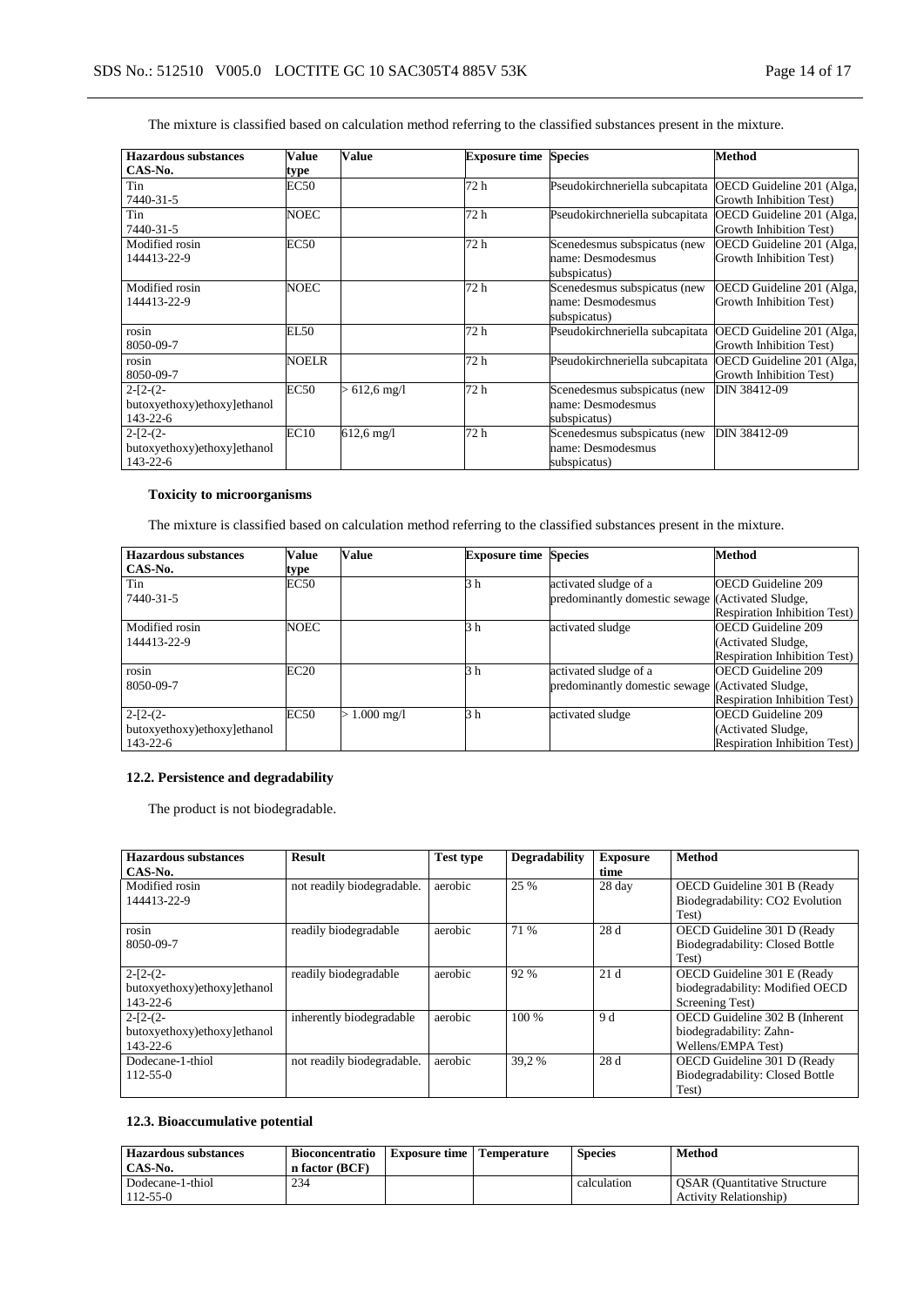The mixture is classified based on calculation method referring to the classified substances present in the mixture.

| Hazardous substances<br>CAS-No. | Value type | Value | Exposure time | Species | Method |
|---|---|---|---|---|---|
| Tin<br>7440-31-5 | EC50 | | 72 h | Pseudokirchneriella subcapitata | OECD Guideline 201 (Alga, Growth Inhibition Test) |
| Tin<br>7440-31-5 | NOEC | | 72 h | Pseudokirchneriella subcapitata | OECD Guideline 201 (Alga, Growth Inhibition Test) |
| Modified rosin<br>144413-22-9 | EC50 | | 72 h | Scenedesmus subspicatus (new name: Desmodesmus subspicatus) | OECD Guideline 201 (Alga, Growth Inhibition Test) |
| Modified rosin<br>144413-22-9 | NOEC | | 72 h | Scenedesmus subspicatus (new name: Desmodesmus subspicatus) | OECD Guideline 201 (Alga, Growth Inhibition Test) |
| rosin<br>8050-09-7 | EL50 | | 72 h | Pseudokirchneriella subcapitata | OECD Guideline 201 (Alga, Growth Inhibition Test) |
| rosin<br>8050-09-7 | NOELR | | 72 h | Pseudokirchneriella subcapitata | OECD Guideline 201 (Alga, Growth Inhibition Test) |
| 2-[2-(2-butoxyethoxy)ethoxy]ethanol<br>143-22-6 | EC50 | > 612,6 mg/l | 72 h | Scenedesmus subspicatus (new name: Desmodesmus subspicatus) | DIN 38412-09 |
| 2-[2-(2-butoxyethoxy)ethoxy]ethanol<br>143-22-6 | EC10 | 612,6 mg/l | 72 h | Scenedesmus subspicatus (new name: Desmodesmus subspicatus) | DIN 38412-09 |

**Toxicity to microorganisms**

The mixture is classified based on calculation method referring to the classified substances present in the mixture.

| Hazardous substances<br>CAS-No. | Value type | Value | Exposure time | Species | Method |
|---|---|---|---|---|---|
| Tin<br>7440-31-5 | EC50 | | 3 h | activated sludge of a predominantly domestic sewage | OECD Guideline 209 (Activated Sludge, Respiration Inhibition Test) |
| Modified rosin<br>144413-22-9 | NOEC | | 3 h | activated sludge | OECD Guideline 209 (Activated Sludge, Respiration Inhibition Test) |
| rosin<br>8050-09-7 | EC20 | | 3 h | activated sludge of a predominantly domestic sewage | OECD Guideline 209 (Activated Sludge, Respiration Inhibition Test) |
| 2-[2-(2-butoxyethoxy)ethoxy]ethanol<br>143-22-6 | EC50 | > 1.000 mg/l | 3 h | activated sludge | OECD Guideline 209 (Activated Sludge, Respiration Inhibition Test) |

### 12.2. Persistence and degradability

The product is not biodegradable.

| Hazardous substances<br>CAS-No. | Result | Test type | Degradability | Exposure time | Method |
|---|---|---|---|---|---|
| Modified rosin<br>144413-22-9 | not readily biodegradable. | aerobic | 25 % | 28 day | OECD Guideline 301 B (Ready Biodegradability: CO2 Evolution Test) |
| rosin<br>8050-09-7 | readily biodegradable | aerobic | 71 % | 28 d | OECD Guideline 301 D (Ready Biodegradability: Closed Bottle Test) |
| 2-[2-(2-butoxyethoxy)ethoxy]ethanol<br>143-22-6 | readily biodegradable | aerobic | 92 % | 21 d | OECD Guideline 301 E (Ready biodegradability: Modified OECD Screening Test) |
| 2-[2-(2-butoxyethoxy)ethoxy]ethanol<br>143-22-6 | inherently biodegradable | aerobic | 100 % | 9 d | OECD Guideline 302 B (Inherent biodegradability: Zahn-Wellens/EMPA Test) |
| Dodecane-1-thiol<br>112-55-0 | not readily biodegradable. | aerobic | 39,2 % | 28 d | OECD Guideline 301 D (Ready Biodegradability: Closed Bottle Test) |

### 12.3. Bioaccumulative potential

| Hazardous substances<br>CAS-No. | Bioconcentration factor (BCF) | Exposure time | Temperature | Species | Method |
|---|---|---|---|---|---|
| Dodecane-1-thiol<br>112-55-0 | 234 | | | calculation | QSAR (Quantitative Structure Activity Relationship) |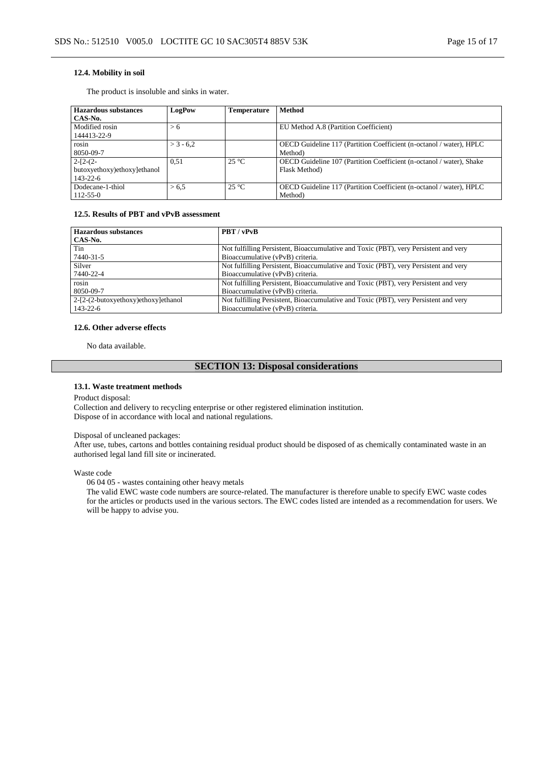### 12.4. Mobility in soil

The product is insoluble and sinks in water.

| Hazardous substances CAS-No. | LogPow | Temperature | Method |
|---|---|---|---|
| Modified rosin 144413-22-9 | > 6 | | EU Method A.8 (Partition Coefficient) |
| rosin 8050-09-7 | > 3 - 6,2 | | OECD Guideline 117 (Partition Coefficient (n-octanol / water), HPLC Method) |
| 2-[2-(2-butoxyethoxy)ethoxy]ethanol 143-22-6 | 0,51 | 25 °C | OECD Guideline 107 (Partition Coefficient (n-octanol / water), Shake Flask Method) |
| Dodecane-1-thiol 112-55-0 | > 6,5 | 25 °C | OECD Guideline 117 (Partition Coefficient (n-octanol / water), HPLC Method) |

### 12.5. Results of PBT and vPvB assessment

| Hazardous substances CAS-No. | PBT / vPvB |
|---|---|
| Tin 7440-31-5 | Not fulfilling Persistent, Bioaccumulative and Toxic (PBT), very Persistent and very Bioaccumulative (vPvB) criteria. |
| Silver 7440-22-4 | Not fulfilling Persistent, Bioaccumulative and Toxic (PBT), very Persistent and very Bioaccumulative (vPvB) criteria. |
| rosin 8050-09-7 | Not fulfilling Persistent, Bioaccumulative and Toxic (PBT), very Persistent and very Bioaccumulative (vPvB) criteria. |
| 2-[2-(2-butoxyethoxy)ethoxy]ethanol 143-22-6 | Not fulfilling Persistent, Bioaccumulative and Toxic (PBT), very Persistent and very Bioaccumulative (vPvB) criteria. |

### 12.6. Other adverse effects

No data available.

## SECTION 13: Disposal considerations

### 13.1. Waste treatment methods

Product disposal:
Collection and delivery to recycling enterprise or other registered elimination institution.
Dispose of in accordance with local and national regulations.

Disposal of uncleaned packages:
After use, tubes, cartons and bottles containing residual product should be disposed of as chemically contaminated waste in an authorised legal land fill site or incinerated.

Waste code

06 04 05 - wastes containing other heavy metals

The valid EWC waste code numbers are source-related. The manufacturer is therefore unable to specify EWC waste codes for the articles or products used in the various sectors. The EWC codes listed are intended as a recommendation for users. We will be happy to advise you.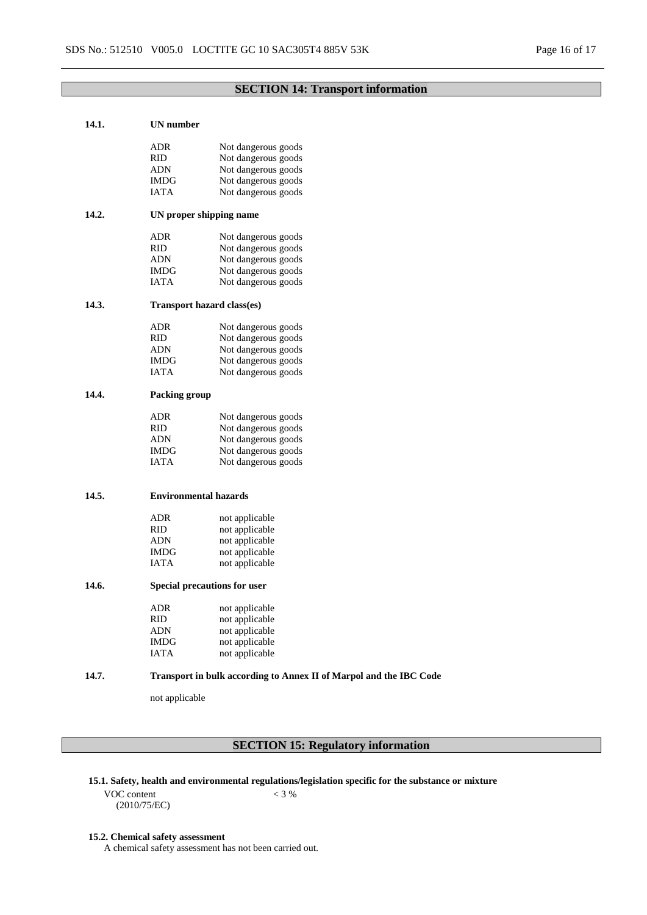## SECTION 14: Transport information

### 14.1. UN number

| | |
|---|---|
| ADR | Not dangerous goods |
| RID | Not dangerous goods |
| ADN | Not dangerous goods |
| IMDG | Not dangerous goods |
| IATA | Not dangerous goods |

### 14.2. UN proper shipping name

| | |
|---|---|
| ADR | Not dangerous goods |
| RID | Not dangerous goods |
| ADN | Not dangerous goods |
| IMDG | Not dangerous goods |
| IATA | Not dangerous goods |

### 14.3. Transport hazard class(es)

| | |
|---|---|
| ADR | Not dangerous goods |
| RID | Not dangerous goods |
| ADN | Not dangerous goods |
| IMDG | Not dangerous goods |
| IATA | Not dangerous goods |

### 14.4. Packing group

| | |
|---|---|
| ADR | Not dangerous goods |
| RID | Not dangerous goods |
| ADN | Not dangerous goods |
| IMDG | Not dangerous goods |
| IATA | Not dangerous goods |

### 14.5. Environmental hazards

| | |
|---|---|
| ADR | not applicable |
| RID | not applicable |
| ADN | not applicable |
| IMDG | not applicable |
| IATA | not applicable |

### 14.6. Special precautions for user

| | |
|---|---|
| ADR | not applicable |
| RID | not applicable |
| ADN | not applicable |
| IMDG | not applicable |
| IATA | not applicable |

### 14.7. Transport in bulk according to Annex II of Marpol and the IBC Code

not applicable

## SECTION 15: Regulatory information

### 15.1. Safety, health and environmental regulations/legislation specific for the substance or mixture

| | |
|---|---|
| VOC content (2010/75/EC) | < 3 % |

### 15.2. Chemical safety assessment

A chemical safety assessment has not been carried out.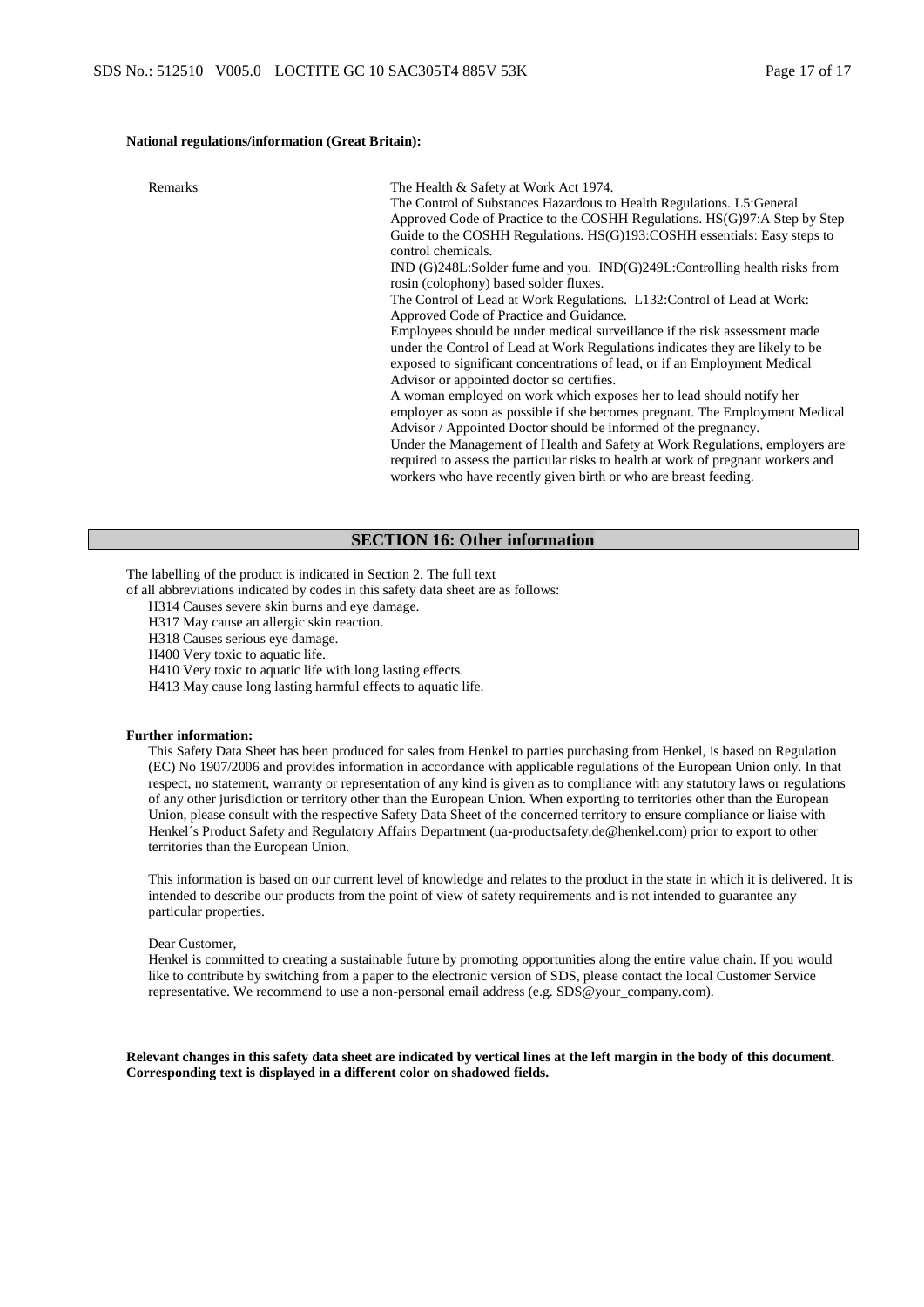**National regulations/information (Great Britain):**

| | |
|---|---|
| Remarks | The Health & Safety at Work Act 1974.<br>The Control of Substances Hazardous to Health Regulations. L5:General Approved Code of Practice to the COSHH Regulations. HS(G)97:A Step by Step Guide to the COSHH Regulations. HS(G)193:COSHH essentials: Easy steps to control chemicals.<br>IND (G)248L:Solder fume and you. IND(G)249L:Controlling health risks from rosin (colophony) based solder fluxes.<br>The Control of Lead at Work Regulations. L132:Control of Lead at Work: Approved Code of Practice and Guidance.<br>Employees should be under medical surveillance if the risk assessment made under the Control of Lead at Work Regulations indicates they are likely to be exposed to significant concentrations of lead, or if an Employment Medical Advisor or appointed doctor so certifies.<br>A woman employed on work which exposes her to lead should notify her employer as soon as possible if she becomes pregnant. The Employment Medical Advisor / Appointed Doctor should be informed of the pregnancy.<br>Under the Management of Health and Safety at Work Regulations, employers are required to assess the particular risks to health at work of pregnant workers and workers who have recently given birth or who are breast feeding. |

## SECTION 16: Other information

The labelling of the product is indicated in Section 2. The full text of all abbreviations indicated by codes in this safety data sheet are as follows:

H314 Causes severe skin burns and eye damage.
H317 May cause an allergic skin reaction.
H318 Causes serious eye damage.
H400 Very toxic to aquatic life.
H410 Very toxic to aquatic life with long lasting effects.
H413 May cause long lasting harmful effects to aquatic life.

**Further information:**

This Safety Data Sheet has been produced for sales from Henkel to parties purchasing from Henkel, is based on Regulation (EC) No 1907/2006 and provides information in accordance with applicable regulations of the European Union only. In that respect, no statement, warranty or representation of any kind is given as to compliance with any statutory laws or regulations of any other jurisdiction or territory other than the European Union. When exporting to territories other than the European Union, please consult with the respective Safety Data Sheet of the concerned territory to ensure compliance or liaise with Henkel´s Product Safety and Regulatory Affairs Department (ua-productsafety.de@henkel.com) prior to export to other territories than the European Union.

This information is based on our current level of knowledge and relates to the product in the state in which it is delivered. It is intended to describe our products from the point of view of safety requirements and is not intended to guarantee any particular properties.

Dear Customer,
Henkel is committed to creating a sustainable future by promoting opportunities along the entire value chain. If you would like to contribute by switching from a paper to the electronic version of SDS, please contact the local Customer Service representative. We recommend to use a non-personal email address (e.g. SDS@your_company.com).

**Relevant changes in this safety data sheet are indicated by vertical lines at the left margin in the body of this document. Corresponding text is displayed in a different color on shadowed fields.**